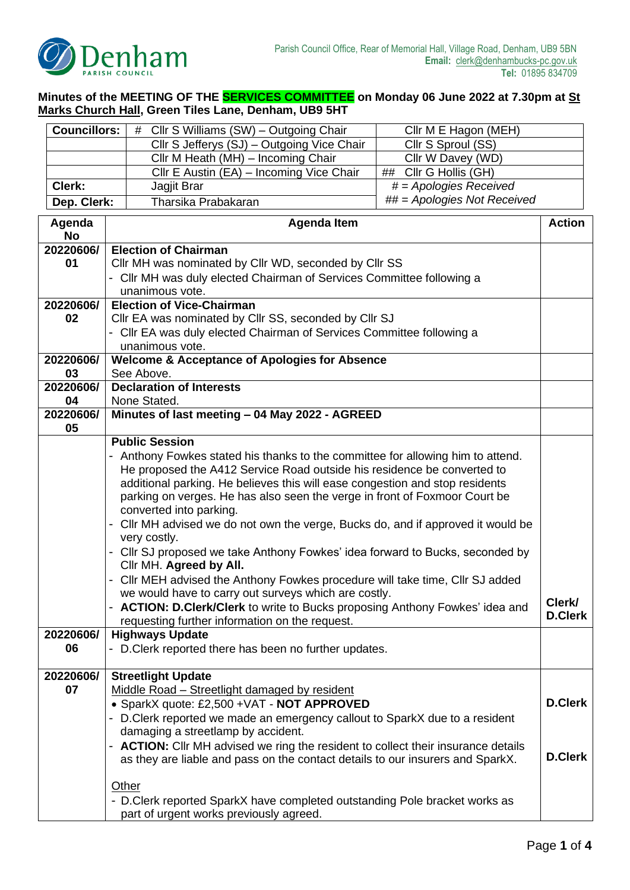Parish Council Office, Rear of Memorial Hall, Village Road, Denham, UB9 5BN
**Email:** clerk@denhambucks-pc.gov.uk
**Tel:** 01895 834709

**Minutes of the MEETING OF THE SERVICES COMMITTEE on Monday 06 June 2022 at 7.30pm at St Marks Church Hall, Green Tiles Lane, Denham, UB9 5HT**

| **Councillors:** | # Cllr S Williams (SW) – Outgoing Chair | Cllr M E Hagon (MEH) |
|---|---|---|
| | Cllr S Jefferys (SJ) – Outgoing Vice Chair | Cllr S Sproul (SS) |
| | Cllr M Heath (MH) – Incoming Chair | Cllr W Davey (WD) |
| | Cllr E Austin (EA) – Incoming Vice Chair | ## Cllr G Hollis (GH) |
| **Clerk:** | Jagjit Brar | *# = Apologies Received* |
| **Dep. Clerk:** | Tharsika Prabakaran | *## = Apologies Not Received* |

| Agenda No | Agenda Item | Action |
|---|---|---|
| 20220606/01 | **Election of Chairman**<br>Cllr MH was nominated by Cllr WD, seconded by Cllr SS<br>- Cllr MH was duly elected Chairman of Services Committee following a unanimous vote. | |
| 20220606/02 | **Election of Vice-Chairman**<br>Cllr EA was nominated by Cllr SS, seconded by Cllr SJ<br>- Cllr EA was duly elected Chairman of Services Committee following a unanimous vote. | |
| 20220606/03 | **Welcome & Acceptance of Apologies for Absence**<br>See Above. | |
| 20220606/04 | **Declaration of Interests**<br>None Stated. | |
| 20220606/05 | **Minutes of last meeting – 04 May 2022 - AGREED** | |
| | **Public Session**<br>- Anthony Fowkes stated his thanks to the committee for allowing him to attend. He proposed the A412 Service Road outside his residence be converted to additional parking. He believes this will ease congestion and stop residents parking on verges. He has also seen the verge in front of Foxmoor Court be converted into parking.<br>- Cllr MH advised we do not own the verge, Bucks do, and if approved it would be very costly.<br>- Cllr SJ proposed we take Anthony Fowkes' idea forward to Bucks, seconded by Cllr MH. **Agreed by All.**<br>- Cllr MEH advised the Anthony Fowkes procedure will take time, Cllr SJ added we would have to carry out surveys which are costly.<br>- **ACTION: D.Clerk/Clerk** to write to Bucks proposing Anthony Fowkes' idea and requesting further information on the request. | **Clerk/ D.Clerk** |
| 20220606/06 | **Highways Update**<br>- D.Clerk reported there has been no further updates. | |
| 20220606/07 | **Streetlight Update**<br>Middle Road – Streetlight damaged by resident<br>• SparkX quote: £2,500 +VAT - **NOT APPROVED**<br>- D.Clerk reported we made an emergency callout to SparkX due to a resident damaging a streetlamp by accident.<br>- **ACTION:** Cllr MH advised we ring the resident to collect their insurance details as they are liable and pass on the contact details to our insurers and SparkX.<br><br>Other<br>- D.Clerk reported SparkX have completed outstanding Pole bracket works as part of urgent works previously agreed. | **D.Clerk**<br><br>**D.Clerk** |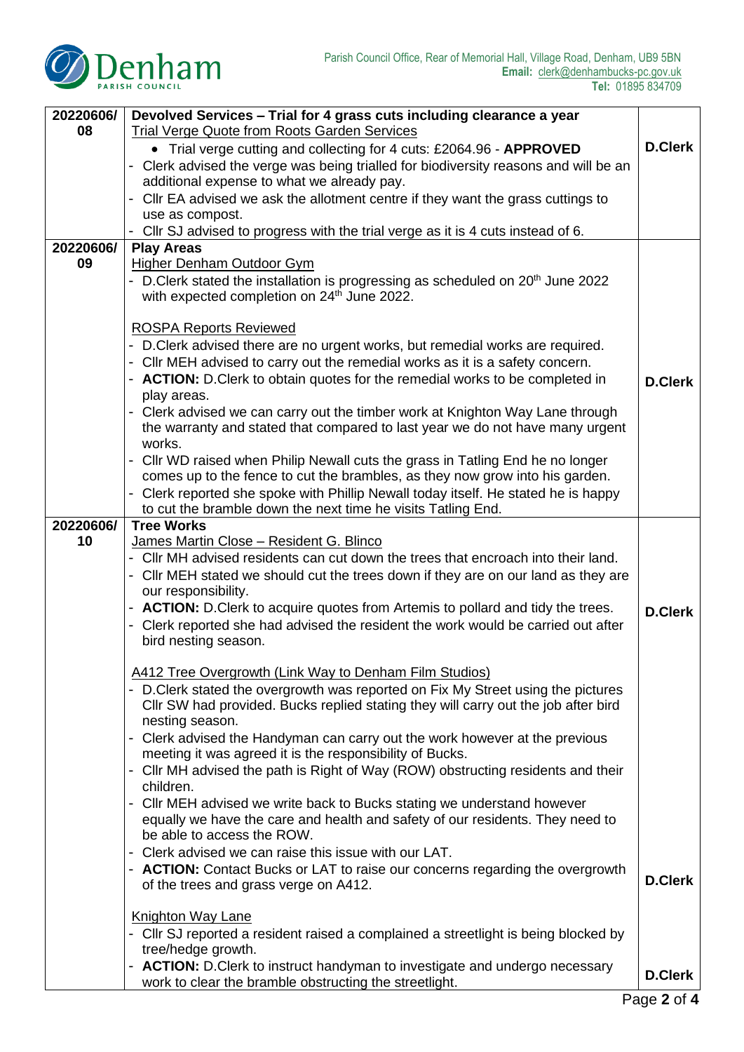| | | |
|---|---|---|
| 20220606/08 | **Devolved Services – Trial for 4 grass cuts including clearance a year**<br>Trial Verge Quote from Roots Garden Services<br>• Trial verge cutting and collecting for 4 cuts: £2064.96 - **APPROVED**<br>- Clerk advised the verge was being trialled for biodiversity reasons and will be an additional expense to what we already pay.<br>- Cllr EA advised we ask the allotment centre if they want the grass cuttings to use as compost.<br>- Cllr SJ advised to progress with the trial verge as it is 4 cuts instead of 6. | **D.Clerk** |
| 20220606/09 | **Play Areas**<br>Higher Denham Outdoor Gym<br>- D.Clerk stated the installation is progressing as scheduled on 20th June 2022 with expected completion on 24th June 2022.<br><br>ROSPA Reports Reviewed<br>- D.Clerk advised there are no urgent works, but remedial works are required.<br>- Cllr MEH advised to carry out the remedial works as it is a safety concern.<br>- **ACTION:** D.Clerk to obtain quotes for the remedial works to be completed in play areas.<br>- Clerk advised we can carry out the timber work at Knighton Way Lane through the warranty and stated that compared to last year we do not have many urgent works.<br>- Cllr WD raised when Philip Newall cuts the grass in Tatling End he no longer comes up to the fence to cut the brambles, as they now grow into his garden.<br>- Clerk reported she spoke with Phillip Newall today itself. He stated he is happy to cut the bramble down the next time he visits Tatling End. | **D.Clerk** |
| 20220606/10 | **Tree Works**<br>James Martin Close – Resident G. Blinco<br>- Cllr MH advised residents can cut down the trees that encroach into their land.<br>- Cllr MEH stated we should cut the trees down if they are on our land as they are our responsibility.<br>- **ACTION:** D.Clerk to acquire quotes from Artemis to pollard and tidy the trees.<br>- Clerk reported she had advised the resident the work would be carried out after bird nesting season. | **D.Clerk** |
| | A412 Tree Overgrowth (Link Way to Denham Film Studios)<br>- D.Clerk stated the overgrowth was reported on Fix My Street using the pictures Cllr SW had provided. Bucks replied stating they will carry out the job after bird nesting season.<br>- Clerk advised the Handyman can carry out the work however at the previous meeting it was agreed it is the responsibility of Bucks.<br>- Cllr MH advised the path is Right of Way (ROW) obstructing residents and their children.<br>- Cllr MEH advised we write back to Bucks stating we understand however equally we have the care and health and safety of our residents. They need to be able to access the ROW.<br>- Clerk advised we can raise this issue with our LAT.<br>- **ACTION:** Contact Bucks or LAT to raise our concerns regarding the overgrowth of the trees and grass verge on A412. | **D.Clerk** |
| | Knighton Way Lane<br>- Cllr SJ reported a resident raised a complained a streetlight is being blocked by tree/hedge growth.<br>- **ACTION:** D.Clerk to instruct handyman to investigate and undergo necessary work to clear the bramble obstructing the streetlight. | **D.Clerk** |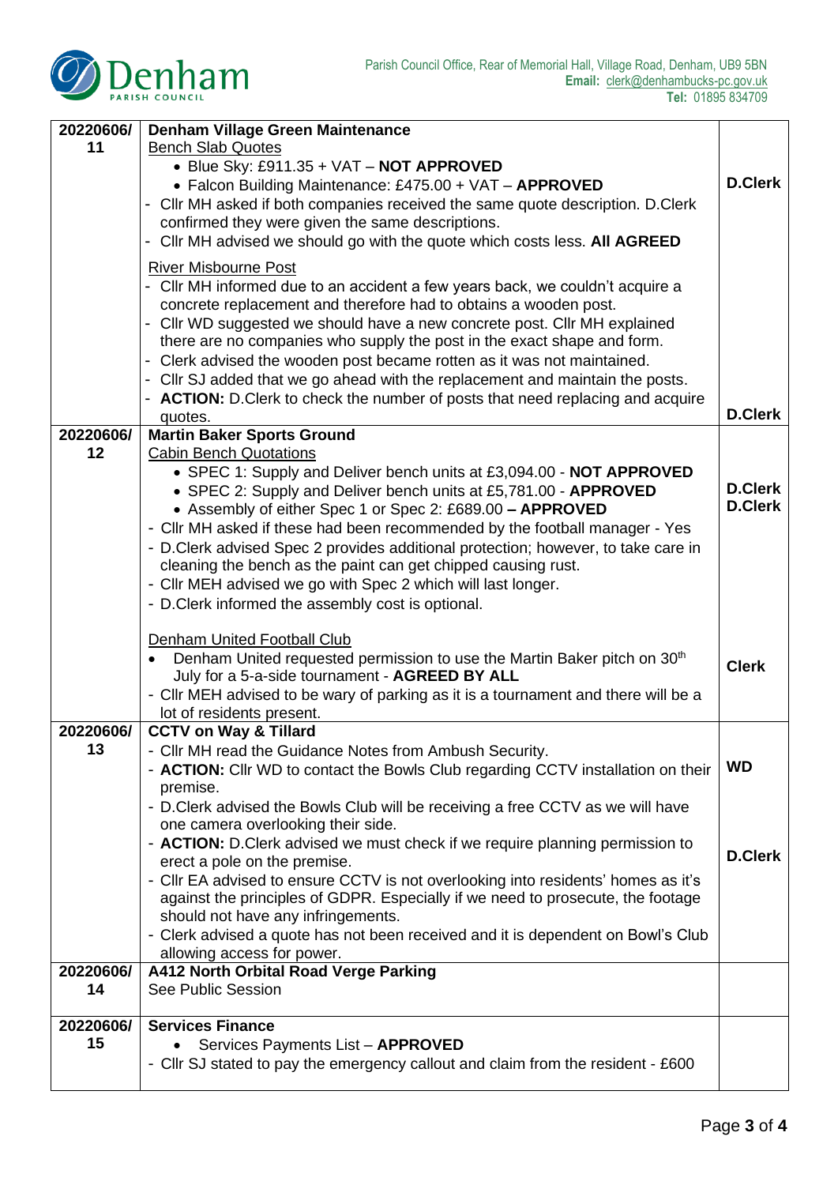| | | |
|---|---|---|
| 20220606/ 11 | **Denham Village Green Maintenance**<br>Bench Slab Quotes<br>• Blue Sky: £911.35 + VAT – **NOT APPROVED**<br>• Falcon Building Maintenance: £475.00 + VAT – **APPROVED**<br>- Cllr MH asked if both companies received the same quote description. D.Clerk confirmed they were given the same descriptions.<br>- Cllr MH advised we should go with the quote which costs less. **All AGREED**<br><br>River Misbourne Post<br>- Cllr MH informed due to an accident a few years back, we couldn't acquire a concrete replacement and therefore had to obtains a wooden post.<br>- Cllr WD suggested we should have a new concrete post. Cllr MH explained there are no companies who supply the post in the exact shape and form.<br>- Clerk advised the wooden post became rotten as it was not maintained.<br>- Cllr SJ added that we go ahead with the replacement and maintain the posts.<br>- **ACTION:** D.Clerk to check the number of posts that need replacing and acquire quotes. | **D.Clerk**<br><br>**D.Clerk** |
| 20220606/ 12 | **Martin Baker Sports Ground**<br>Cabin Bench Quotations<br>• SPEC 1: Supply and Deliver bench units at £3,094.00 - **NOT APPROVED**<br>• SPEC 2: Supply and Deliver bench units at £5,781.00 - **APPROVED**<br>• Assembly of either Spec 1 or Spec 2: £689.00 **– APPROVED**<br>- Cllr MH asked if these had been recommended by the football manager - Yes<br>- D.Clerk advised Spec 2 provides additional protection; however, to take care in cleaning the bench as the paint can get chipped causing rust.<br>- Cllr MEH advised we go with Spec 2 which will last longer.<br>- D.Clerk informed the assembly cost is optional.<br><br>Denham United Football Club<br>• Denham United requested permission to use the Martin Baker pitch on 30th July for a 5-a-side tournament - **AGREED BY ALL**<br>- Cllr MEH advised to be wary of parking as it is a tournament and there will be a lot of residents present. | **D.Clerk**<br>**D.Clerk**<br><br>**Clerk** |
| 20220606/ 13 | **CCTV on Way & Tillard**<br>- Cllr MH read the Guidance Notes from Ambush Security.<br>- **ACTION:** Cllr WD to contact the Bowls Club regarding CCTV installation on their premise.<br>- D.Clerk advised the Bowls Club will be receiving a free CCTV as we will have one camera overlooking their side.<br>- **ACTION:** D.Clerk advised we must check if we require planning permission to erect a pole on the premise.<br>- Cllr EA advised to ensure CCTV is not overlooking into residents' homes as it's against the principles of GDPR. Especially if we need to prosecute, the footage should not have any infringements.<br>- Clerk advised a quote has not been received and it is dependent on Bowl's Club allowing access for power. | **WD**<br><br>**D.Clerk** |
| 20220606/ 14 | **A412 North Orbital Road Verge Parking**<br>See Public Session | |
| 20220606/ 15 | **Services Finance**<br>• Services Payments List – **APPROVED**<br>- Cllr SJ stated to pay the emergency callout and claim from the resident - £600 | |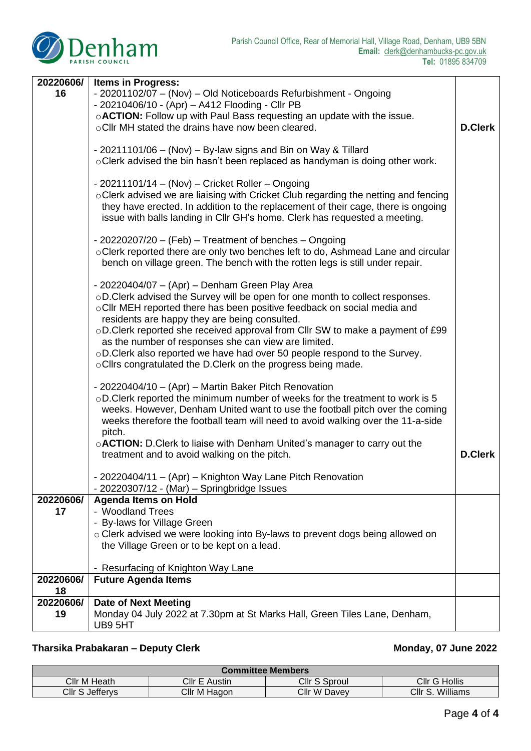| | | |
|---|---|---|
| 20220606/16 | **Items in Progress:**<br>- 20201102/07 – (Nov) – Old Noticeboards Refurbishment - Ongoing<br>- 20210406/10 - (Apr) – A412 Flooding - Cllr PB<br>○ **ACTION:** Follow up with Paul Bass requesting an update with the issue.<br>○ Cllr MH stated the drains have now been cleared.<br><br>- 20211101/06 – (Nov) – By-law signs and Bin on Way & Tillard<br>○ Clerk advised the bin hasn't been replaced as handyman is doing other work.<br><br>- 20211101/14 – (Nov) – Cricket Roller – Ongoing<br>○ Clerk advised we are liaising with Cricket Club regarding the netting and fencing they have erected. In addition to the replacement of their cage, there is ongoing issue with balls landing in Cllr GH's home. Clerk has requested a meeting.<br><br>- 20220207/20 – (Feb) – Treatment of benches – Ongoing<br>○ Clerk reported there are only two benches left to do, Ashmead Lane and circular bench on village green. The bench with the rotten legs is still under repair.<br><br>- 20220404/07 – (Apr) – Denham Green Play Area<br>○ D.Clerk advised the Survey will be open for one month to collect responses.<br>○ Cllr MEH reported there has been positive feedback on social media and residents are happy they are being consulted.<br>○ D.Clerk reported she received approval from Cllr SW to make a payment of £99 as the number of responses she can view are limited.<br>○ D.Clerk also reported we have had over 50 people respond to the Survey.<br>○ Cllrs congratulated the D.Clerk on the progress being made.<br><br>- 20220404/10 – (Apr) – Martin Baker Pitch Renovation<br>○ D.Clerk reported the minimum number of weeks for the treatment to work is 5 weeks. However, Denham United want to use the football pitch over the coming weeks therefore the football team will need to avoid walking over the 11-a-side pitch.<br>○ **ACTION:** D.Clerk to liaise with Denham United's manager to carry out the treatment and to avoid walking on the pitch.<br><br>- 20220404/11 – (Apr) – Knighton Way Lane Pitch Renovation<br>- 20220307/12 - (Mar) – Springbridge Issues | **D.Clerk**<br><br>**D.Clerk** |
| 20220606/17 | **Agenda Items on Hold**<br>- Woodland Trees<br>- By-laws for Village Green<br>○ Clerk advised we were looking into By-laws to prevent dogs being allowed on the Village Green or to be kept on a lead.<br><br>- Resurfacing of Knighton Way Lane | |
| 20220606/18 | **Future Agenda Items** | |
| 20220606/19 | **Date of Next Meeting**<br>Monday 04 July 2022 at 7.30pm at St Marks Hall, Green Tiles Lane, Denham, UB9 5HT | |

**Tharsika Prabakaran – Deputy Clerk** **Monday, 07 June 2022**

| **Committee Members** | | | |
|---|---|---|---|
| Cllr M Heath | Cllr E Austin | Cllr S Sproul | Cllr G Hollis |
| Cllr S Jefferys | Cllr M Hagon | Cllr W Davey | Cllr S. Williams |